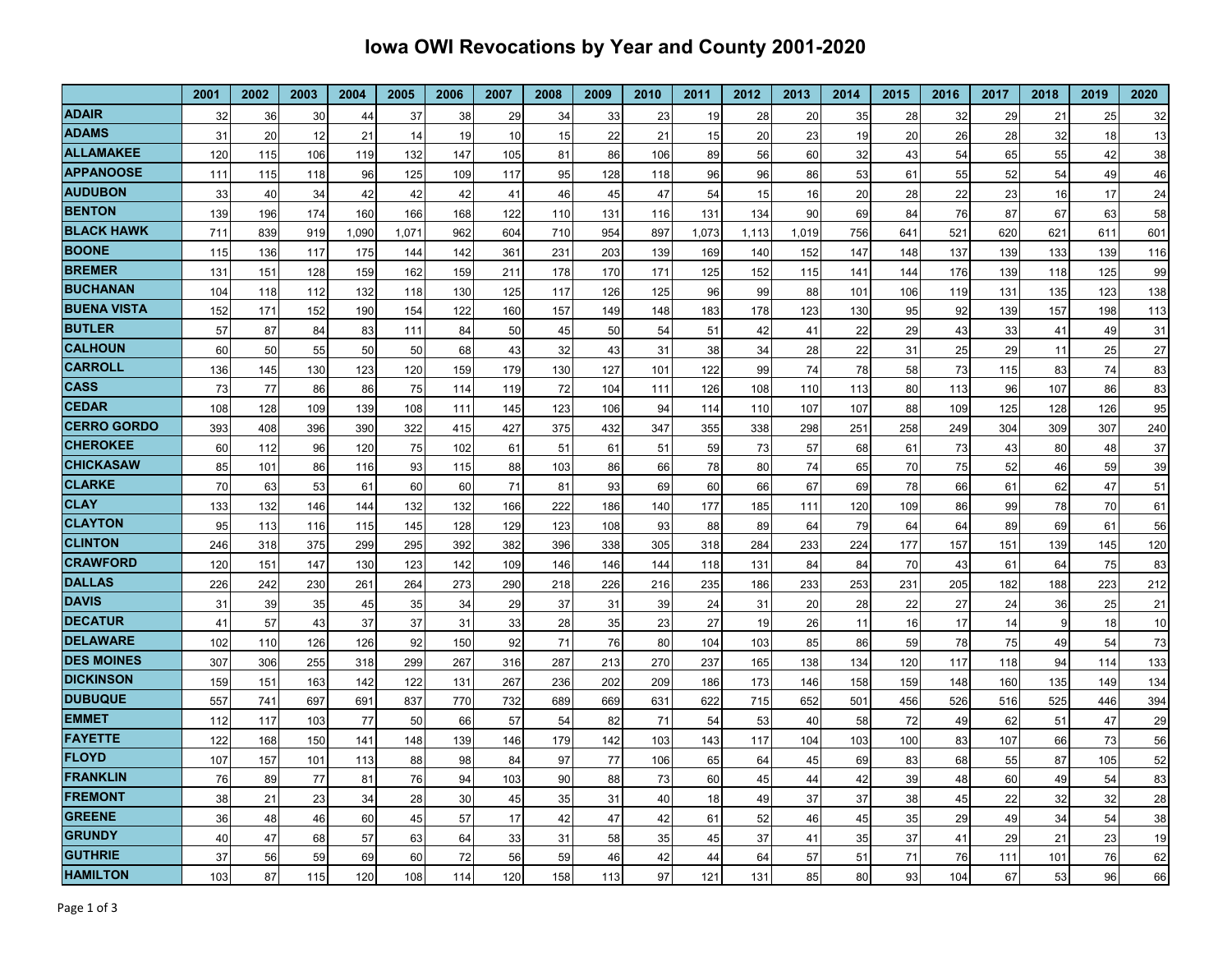# Iowa OWI Revocations by Year and County 2001-2020

| | 2001 | 2002 | 2003 | 2004 | 2005 | 2006 | 2007 | 2008 | 2009 | 2010 | 2011 | 2012 | 2013 | 2014 | 2015 | 2016 | 2017 | 2018 | 2019 | 2020 |
|---|---|---|---|---|---|---|---|---|---|---|---|---|---|---|---|---|---|---|---|---|
| **ADAIR** | 32 | 36 | 30 | 44 | 37 | 38 | 29 | 34 | 33 | 23 | 19 | 28 | 20 | 35 | 28 | 32 | 29 | 21 | 25 | 32 |
| **ADAMS** | 31 | 20 | 12 | 21 | 14 | 19 | 10 | 15 | 22 | 21 | 15 | 20 | 23 | 19 | 20 | 26 | 28 | 32 | 18 | 13 |
| **ALLAMAKEE** | 120 | 115 | 106 | 119 | 132 | 147 | 105 | 81 | 86 | 106 | 89 | 56 | 60 | 32 | 43 | 54 | 65 | 55 | 42 | 38 |
| **APPANOOSE** | 111 | 115 | 118 | 96 | 125 | 109 | 117 | 95 | 128 | 118 | 96 | 96 | 86 | 53 | 61 | 55 | 52 | 54 | 49 | 46 |
| **AUDUBON** | 33 | 40 | 34 | 42 | 42 | 42 | 41 | 46 | 45 | 47 | 54 | 15 | 16 | 20 | 28 | 22 | 23 | 16 | 17 | 24 |
| **BENTON** | 139 | 196 | 174 | 160 | 166 | 168 | 122 | 110 | 131 | 116 | 131 | 134 | 90 | 69 | 84 | 76 | 87 | 67 | 63 | 58 |
| **BLACK HAWK** | 711 | 839 | 919 | 1,090 | 1,071 | 962 | 604 | 710 | 954 | 897 | 1,073 | 1,113 | 1,019 | 756 | 641 | 521 | 620 | 621 | 611 | 601 |
| **BOONE** | 115 | 136 | 117 | 175 | 144 | 142 | 361 | 231 | 203 | 139 | 169 | 140 | 152 | 147 | 148 | 137 | 139 | 133 | 139 | 116 |
| **BREMER** | 131 | 151 | 128 | 159 | 162 | 159 | 211 | 178 | 170 | 171 | 125 | 152 | 115 | 141 | 144 | 176 | 139 | 118 | 125 | 99 |
| **BUCHANAN** | 104 | 118 | 112 | 132 | 118 | 130 | 125 | 117 | 126 | 125 | 96 | 99 | 88 | 101 | 106 | 119 | 131 | 135 | 123 | 138 |
| **BUENA VISTA** | 152 | 171 | 152 | 190 | 154 | 122 | 160 | 157 | 149 | 148 | 183 | 178 | 123 | 130 | 95 | 92 | 139 | 157 | 198 | 113 |
| **BUTLER** | 57 | 87 | 84 | 83 | 111 | 84 | 50 | 45 | 50 | 54 | 51 | 42 | 41 | 22 | 29 | 43 | 33 | 41 | 49 | 31 |
| **CALHOUN** | 60 | 50 | 55 | 50 | 50 | 68 | 43 | 32 | 43 | 31 | 38 | 34 | 28 | 22 | 31 | 25 | 29 | 11 | 25 | 27 |
| **CARROLL** | 136 | 145 | 130 | 123 | 120 | 159 | 179 | 130 | 127 | 101 | 122 | 99 | 74 | 78 | 58 | 73 | 115 | 83 | 74 | 83 |
| **CASS** | 73 | 77 | 86 | 86 | 75 | 114 | 119 | 72 | 104 | 111 | 126 | 108 | 110 | 113 | 80 | 113 | 96 | 107 | 86 | 83 |
| **CEDAR** | 108 | 128 | 109 | 139 | 108 | 111 | 145 | 123 | 106 | 94 | 114 | 110 | 107 | 107 | 88 | 109 | 125 | 128 | 126 | 95 |
| **CERRO GORDO** | 393 | 408 | 396 | 390 | 322 | 415 | 427 | 375 | 432 | 347 | 355 | 338 | 298 | 251 | 258 | 249 | 304 | 309 | 307 | 240 |
| **CHEROKEE** | 60 | 112 | 96 | 120 | 75 | 102 | 61 | 51 | 61 | 51 | 59 | 73 | 57 | 68 | 61 | 73 | 43 | 80 | 48 | 37 |
| **CHICKASAW** | 85 | 101 | 86 | 116 | 93 | 115 | 88 | 103 | 86 | 66 | 78 | 80 | 74 | 65 | 70 | 75 | 52 | 46 | 59 | 39 |
| **CLARKE** | 70 | 63 | 53 | 61 | 60 | 60 | 71 | 81 | 93 | 69 | 60 | 66 | 67 | 69 | 78 | 66 | 61 | 62 | 47 | 51 |
| **CLAY** | 133 | 132 | 146 | 144 | 132 | 132 | 166 | 222 | 186 | 140 | 177 | 185 | 111 | 120 | 109 | 86 | 99 | 78 | 70 | 61 |
| **CLAYTON** | 95 | 113 | 116 | 115 | 145 | 128 | 129 | 123 | 108 | 93 | 88 | 89 | 64 | 79 | 64 | 64 | 89 | 69 | 61 | 56 |
| **CLINTON** | 246 | 318 | 375 | 299 | 295 | 392 | 382 | 396 | 338 | 305 | 318 | 284 | 233 | 224 | 177 | 157 | 151 | 139 | 145 | 120 |
| **CRAWFORD** | 120 | 151 | 147 | 130 | 123 | 142 | 109 | 146 | 146 | 144 | 118 | 131 | 84 | 84 | 70 | 43 | 61 | 64 | 75 | 83 |
| **DALLAS** | 226 | 242 | 230 | 261 | 264 | 273 | 290 | 218 | 226 | 216 | 235 | 186 | 233 | 253 | 231 | 205 | 182 | 188 | 223 | 212 |
| **DAVIS** | 31 | 39 | 35 | 45 | 35 | 34 | 29 | 37 | 31 | 39 | 24 | 31 | 20 | 28 | 22 | 27 | 24 | 36 | 25 | 21 |
| **DECATUR** | 41 | 57 | 43 | 37 | 37 | 31 | 33 | 28 | 35 | 23 | 27 | 19 | 26 | 11 | 16 | 17 | 14 | 9 | 18 | 10 |
| **DELAWARE** | 102 | 110 | 126 | 126 | 92 | 150 | 92 | 71 | 76 | 80 | 104 | 103 | 85 | 86 | 59 | 78 | 75 | 49 | 54 | 73 |
| **DES MOINES** | 307 | 306 | 255 | 318 | 299 | 267 | 316 | 287 | 213 | 270 | 237 | 165 | 138 | 134 | 120 | 117 | 118 | 94 | 114 | 133 |
| **DICKINSON** | 159 | 151 | 163 | 142 | 122 | 131 | 267 | 236 | 202 | 209 | 186 | 173 | 146 | 158 | 159 | 148 | 160 | 135 | 149 | 134 |
| **DUBUQUE** | 557 | 741 | 697 | 691 | 837 | 770 | 732 | 689 | 669 | 631 | 622 | 715 | 652 | 501 | 456 | 526 | 516 | 525 | 446 | 394 |
| **EMMET** | 112 | 117 | 103 | 77 | 50 | 66 | 57 | 54 | 82 | 71 | 54 | 53 | 40 | 58 | 72 | 49 | 62 | 51 | 47 | 29 |
| **FAYETTE** | 122 | 168 | 150 | 141 | 148 | 139 | 146 | 179 | 142 | 103 | 143 | 117 | 104 | 103 | 100 | 83 | 107 | 66 | 73 | 56 |
| **FLOYD** | 107 | 157 | 101 | 113 | 88 | 98 | 84 | 97 | 77 | 106 | 65 | 64 | 45 | 69 | 83 | 68 | 55 | 87 | 105 | 52 |
| **FRANKLIN** | 76 | 89 | 77 | 81 | 76 | 94 | 103 | 90 | 88 | 73 | 60 | 45 | 44 | 42 | 39 | 48 | 60 | 49 | 54 | 83 |
| **FREMONT** | 38 | 21 | 23 | 34 | 28 | 30 | 45 | 35 | 31 | 40 | 18 | 49 | 37 | 37 | 38 | 45 | 22 | 32 | 32 | 28 |
| **GREENE** | 36 | 48 | 46 | 60 | 45 | 57 | 17 | 42 | 47 | 42 | 61 | 52 | 46 | 45 | 35 | 29 | 49 | 34 | 54 | 38 |
| **GRUNDY** | 40 | 47 | 68 | 57 | 63 | 64 | 33 | 31 | 58 | 35 | 45 | 37 | 41 | 35 | 37 | 41 | 29 | 21 | 23 | 19 |
| **GUTHRIE** | 37 | 56 | 59 | 69 | 60 | 72 | 56 | 59 | 46 | 42 | 44 | 64 | 57 | 51 | 71 | 76 | 111 | 101 | 76 | 62 |
| **HAMILTON** | 103 | 87 | 115 | 120 | 108 | 114 | 120 | 158 | 113 | 97 | 121 | 131 | 85 | 80 | 93 | 104 | 67 | 53 | 96 | 66 |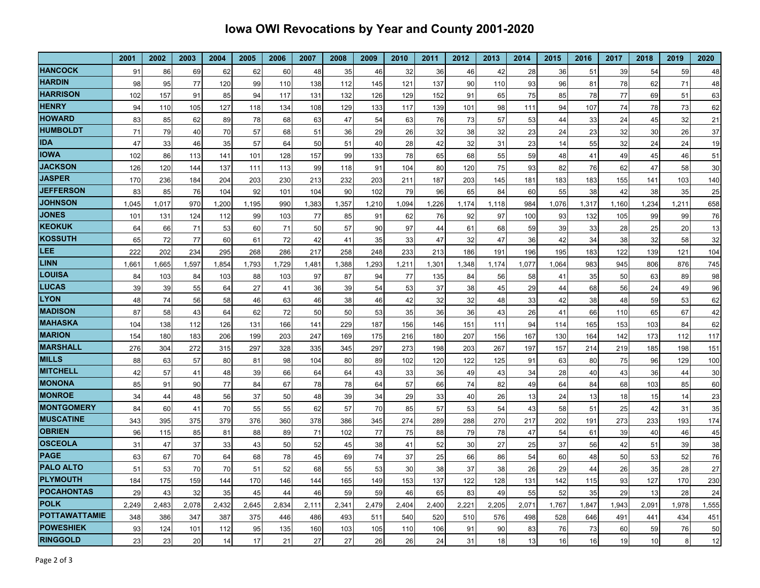# Iowa OWI Revocations by Year and County 2001-2020

| | 2001 | 2002 | 2003 | 2004 | 2005 | 2006 | 2007 | 2008 | 2009 | 2010 | 2011 | 2012 | 2013 | 2014 | 2015 | 2016 | 2017 | 2018 | 2019 | 2020 |
|---|---|---|---|---|---|---|---|---|---|---|---|---|---|---|---|---|---|---|---|---|
| **HANCOCK** | 91 | 86 | 69 | 62 | 62 | 60 | 48 | 35 | 46 | 32 | 36 | 46 | 42 | 28 | 36 | 51 | 39 | 54 | 59 | 48 |
| **HARDIN** | 98 | 95 | 77 | 120 | 99 | 110 | 138 | 112 | 145 | 121 | 137 | 90 | 110 | 93 | 96 | 81 | 78 | 62 | 71 | 48 |
| **HARRISON** | 102 | 157 | 91 | 85 | 94 | 117 | 131 | 132 | 126 | 129 | 152 | 91 | 65 | 75 | 85 | 78 | 77 | 69 | 51 | 63 |
| **HENRY** | 94 | 110 | 105 | 127 | 118 | 134 | 108 | 129 | 133 | 117 | 139 | 101 | 98 | 111 | 94 | 107 | 74 | 78 | 73 | 62 |
| **HOWARD** | 83 | 85 | 62 | 89 | 78 | 68 | 63 | 47 | 54 | 63 | 76 | 73 | 57 | 53 | 44 | 33 | 24 | 45 | 32 | 21 |
| **HUMBOLDT** | 71 | 79 | 40 | 70 | 57 | 68 | 51 | 36 | 29 | 26 | 32 | 38 | 32 | 23 | 24 | 23 | 32 | 30 | 26 | 37 |
| **IDA** | 47 | 33 | 46 | 35 | 57 | 64 | 50 | 51 | 40 | 28 | 42 | 32 | 31 | 23 | 14 | 55 | 32 | 24 | 24 | 19 |
| **IOWA** | 102 | 86 | 113 | 141 | 101 | 128 | 157 | 99 | 133 | 78 | 65 | 68 | 55 | 59 | 48 | 41 | 49 | 45 | 46 | 51 |
| **JACKSON** | 126 | 120 | 144 | 137 | 111 | 113 | 99 | 118 | 91 | 104 | 80 | 120 | 75 | 93 | 82 | 76 | 62 | 47 | 58 | 30 |
| **JASPER** | 170 | 236 | 184 | 204 | 203 | 230 | 213 | 232 | 203 | 211 | 187 | 203 | 145 | 181 | 183 | 183 | 155 | 141 | 103 | 140 |
| **JEFFERSON** | 83 | 85 | 76 | 104 | 92 | 101 | 104 | 90 | 102 | 79 | 96 | 65 | 84 | 60 | 55 | 38 | 42 | 38 | 35 | 25 |
| **JOHNSON** | 1,045 | 1,017 | 970 | 1,200 | 1,195 | 990 | 1,383 | 1,357 | 1,210 | 1,094 | 1,226 | 1,174 | 1,118 | 984 | 1,076 | 1,317 | 1,160 | 1,234 | 1,211 | 658 |
| **JONES** | 101 | 131 | 124 | 112 | 99 | 103 | 77 | 85 | 91 | 62 | 76 | 92 | 97 | 100 | 93 | 132 | 105 | 99 | 99 | 76 |
| **KEOKUK** | 64 | 66 | 71 | 53 | 60 | 71 | 50 | 57 | 90 | 97 | 44 | 61 | 68 | 59 | 39 | 33 | 28 | 25 | 20 | 13 |
| **KOSSUTH** | 65 | 72 | 77 | 60 | 61 | 72 | 42 | 41 | 35 | 33 | 47 | 32 | 47 | 36 | 42 | 34 | 38 | 32 | 58 | 32 |
| **LEE** | 222 | 202 | 234 | 295 | 268 | 286 | 217 | 258 | 248 | 233 | 213 | 186 | 191 | 196 | 195 | 183 | 122 | 139 | 121 | 104 |
| **LINN** | 1,661 | 1,665 | 1,597 | 1,854 | 1,793 | 1,729 | 1,481 | 1,388 | 1,293 | 1,211 | 1,301 | 1,348 | 1,174 | 1,077 | 1,064 | 983 | 945 | 806 | 876 | 745 |
| **LOUISA** | 84 | 103 | 84 | 103 | 88 | 103 | 97 | 87 | 94 | 77 | 135 | 84 | 56 | 58 | 41 | 35 | 50 | 63 | 89 | 98 |
| **LUCAS** | 39 | 39 | 55 | 64 | 27 | 41 | 36 | 39 | 54 | 53 | 37 | 38 | 45 | 29 | 44 | 68 | 56 | 24 | 49 | 96 |
| **LYON** | 48 | 74 | 56 | 58 | 46 | 63 | 46 | 38 | 46 | 42 | 32 | 32 | 48 | 33 | 42 | 38 | 48 | 59 | 53 | 62 |
| **MADISON** | 87 | 58 | 43 | 64 | 62 | 72 | 50 | 50 | 53 | 35 | 36 | 36 | 43 | 26 | 41 | 66 | 110 | 65 | 67 | 42 |
| **MAHASKA** | 104 | 138 | 112 | 126 | 131 | 166 | 141 | 229 | 187 | 156 | 146 | 151 | 111 | 94 | 114 | 165 | 153 | 103 | 84 | 62 |
| **MARION** | 154 | 180 | 183 | 206 | 199 | 203 | 247 | 169 | 175 | 216 | 180 | 207 | 156 | 167 | 130 | 164 | 142 | 173 | 112 | 117 |
| **MARSHALL** | 276 | 304 | 272 | 315 | 297 | 328 | 335 | 345 | 297 | 273 | 198 | 203 | 267 | 197 | 157 | 214 | 219 | 185 | 198 | 151 |
| **MILLS** | 88 | 63 | 57 | 80 | 81 | 98 | 104 | 80 | 89 | 102 | 120 | 122 | 125 | 91 | 63 | 80 | 75 | 96 | 129 | 100 |
| **MITCHELL** | 42 | 57 | 41 | 48 | 39 | 66 | 64 | 64 | 43 | 33 | 36 | 49 | 43 | 34 | 28 | 40 | 43 | 36 | 44 | 30 |
| **MONONA** | 85 | 91 | 90 | 77 | 84 | 67 | 78 | 78 | 64 | 57 | 66 | 74 | 82 | 49 | 64 | 84 | 68 | 103 | 85 | 60 |
| **MONROE** | 34 | 44 | 48 | 56 | 37 | 50 | 48 | 39 | 34 | 29 | 33 | 40 | 26 | 13 | 24 | 13 | 18 | 15 | 14 | 23 |
| **MONTGOMERY** | 84 | 60 | 41 | 70 | 55 | 55 | 62 | 57 | 70 | 85 | 57 | 53 | 54 | 43 | 58 | 51 | 25 | 42 | 31 | 35 |
| **MUSCATINE** | 343 | 395 | 375 | 379 | 376 | 360 | 378 | 386 | 345 | 274 | 289 | 288 | 270 | 217 | 202 | 191 | 273 | 233 | 193 | 174 |
| **OBRIEN** | 96 | 115 | 85 | 81 | 88 | 89 | 71 | 102 | 77 | 75 | 88 | 79 | 78 | 47 | 54 | 61 | 39 | 40 | 46 | 45 |
| **OSCEOLA** | 31 | 47 | 37 | 33 | 43 | 50 | 52 | 45 | 38 | 41 | 52 | 30 | 27 | 25 | 37 | 56 | 42 | 51 | 39 | 38 |
| **PAGE** | 63 | 67 | 70 | 64 | 68 | 78 | 45 | 69 | 74 | 37 | 25 | 66 | 86 | 54 | 60 | 48 | 50 | 53 | 52 | 76 |
| **PALO ALTO** | 51 | 53 | 70 | 70 | 51 | 52 | 68 | 55 | 53 | 30 | 38 | 37 | 38 | 26 | 29 | 44 | 26 | 35 | 28 | 27 |
| **PLYMOUTH** | 184 | 175 | 159 | 144 | 170 | 146 | 144 | 165 | 149 | 153 | 137 | 122 | 128 | 131 | 142 | 115 | 93 | 127 | 170 | 230 |
| **POCAHONTAS** | 29 | 43 | 32 | 35 | 45 | 44 | 46 | 59 | 59 | 46 | 65 | 83 | 49 | 55 | 52 | 35 | 29 | 13 | 28 | 24 |
| **POLK** | 2,249 | 2,483 | 2,078 | 2,432 | 2,645 | 2,834 | 2,111 | 2,341 | 2,479 | 2,404 | 2,400 | 2,221 | 2,205 | 2,071 | 1,767 | 1,847 | 1,943 | 2,091 | 1,978 | 1,555 |
| **POTTAWATTAMIE** | 348 | 386 | 347 | 387 | 375 | 446 | 486 | 493 | 511 | 540 | 520 | 510 | 576 | 498 | 528 | 646 | 491 | 441 | 434 | 451 |
| **POWESHIEK** | 93 | 124 | 101 | 112 | 95 | 135 | 160 | 103 | 105 | 110 | 106 | 91 | 90 | 83 | 76 | 73 | 60 | 59 | 76 | 50 |
| **RINGGOLD** | 23 | 23 | 20 | 14 | 17 | 21 | 27 | 27 | 26 | 26 | 24 | 31 | 18 | 13 | 16 | 16 | 19 | 10 | 8 | 12 |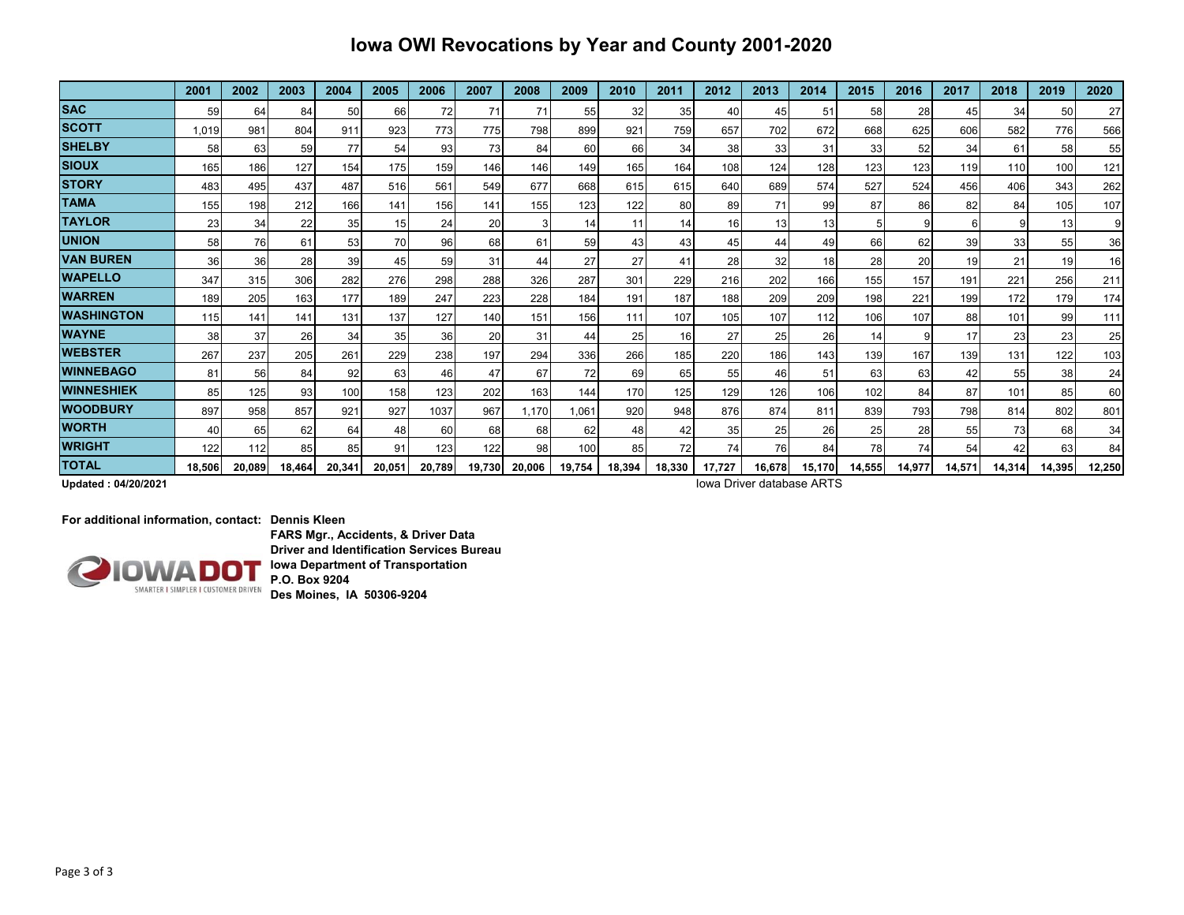# Iowa OWI Revocations by Year and County 2001-2020

| | 2001 | 2002 | 2003 | 2004 | 2005 | 2006 | 2007 | 2008 | 2009 | 2010 | 2011 | 2012 | 2013 | 2014 | 2015 | 2016 | 2017 | 2018 | 2019 | 2020 |
|---|---|---|---|---|---|---|---|---|---|---|---|---|---|---|---|---|---|---|---|---|
| **SAC** | 59 | 64 | 84 | 50 | 66 | 72 | 71 | 71 | 55 | 32 | 35 | 40 | 45 | 51 | 58 | 28 | 45 | 34 | 50 | 27 |
| **SCOTT** | 1,019 | 981 | 804 | 911 | 923 | 773 | 775 | 798 | 899 | 921 | 759 | 657 | 702 | 672 | 668 | 625 | 606 | 582 | 776 | 566 |
| **SHELBY** | 58 | 63 | 59 | 77 | 54 | 93 | 73 | 84 | 60 | 66 | 34 | 38 | 33 | 31 | 33 | 52 | 34 | 61 | 58 | 55 |
| **SIOUX** | 165 | 186 | 127 | 154 | 175 | 159 | 146 | 146 | 149 | 165 | 164 | 108 | 124 | 128 | 123 | 123 | 119 | 110 | 100 | 121 |
| **STORY** | 483 | 495 | 437 | 487 | 516 | 561 | 549 | 677 | 668 | 615 | 615 | 640 | 689 | 574 | 527 | 524 | 456 | 406 | 343 | 262 |
| **TAMA** | 155 | 198 | 212 | 166 | 141 | 156 | 141 | 155 | 123 | 122 | 80 | 89 | 71 | 99 | 87 | 86 | 82 | 84 | 105 | 107 |
| **TAYLOR** | 23 | 34 | 22 | 35 | 15 | 24 | 20 | 3 | 14 | 11 | 14 | 16 | 13 | 13 | 5 | 9 | 6 | 9 | 13 | 9 |
| **UNION** | 58 | 76 | 61 | 53 | 70 | 96 | 68 | 61 | 59 | 43 | 43 | 45 | 44 | 49 | 66 | 62 | 39 | 33 | 55 | 36 |
| **VAN BUREN** | 36 | 36 | 28 | 39 | 45 | 59 | 31 | 44 | 27 | 27 | 41 | 28 | 32 | 18 | 28 | 20 | 19 | 21 | 19 | 16 |
| **WAPELLO** | 347 | 315 | 306 | 282 | 276 | 298 | 288 | 326 | 287 | 301 | 229 | 216 | 202 | 166 | 155 | 157 | 191 | 221 | 256 | 211 |
| **WARREN** | 189 | 205 | 163 | 177 | 189 | 247 | 223 | 228 | 184 | 191 | 187 | 188 | 209 | 209 | 198 | 221 | 199 | 172 | 179 | 174 |
| **WASHINGTON** | 115 | 141 | 141 | 131 | 137 | 127 | 140 | 151 | 156 | 111 | 107 | 105 | 107 | 112 | 106 | 107 | 88 | 101 | 99 | 111 |
| **WAYNE** | 38 | 37 | 26 | 34 | 35 | 36 | 20 | 31 | 44 | 25 | 16 | 27 | 25 | 26 | 14 | 9 | 17 | 23 | 23 | 25 |
| **WEBSTER** | 267 | 237 | 205 | 261 | 229 | 238 | 197 | 294 | 336 | 266 | 185 | 220 | 186 | 143 | 139 | 167 | 139 | 131 | 122 | 103 |
| **WINNEBAGO** | 81 | 56 | 84 | 92 | 63 | 46 | 47 | 67 | 72 | 69 | 65 | 55 | 46 | 51 | 63 | 63 | 42 | 55 | 38 | 24 |
| **WINNESHIEK** | 85 | 125 | 93 | 100 | 158 | 123 | 202 | 163 | 144 | 170 | 125 | 129 | 126 | 106 | 102 | 84 | 87 | 101 | 85 | 60 |
| **WOODBURY** | 897 | 958 | 857 | 921 | 927 | 1037 | 967 | 1,170 | 1,061 | 920 | 948 | 876 | 874 | 811 | 839 | 793 | 798 | 814 | 802 | 801 |
| **WORTH** | 40 | 65 | 62 | 64 | 48 | 60 | 68 | 68 | 62 | 48 | 42 | 35 | 25 | 26 | 25 | 28 | 55 | 73 | 68 | 34 |
| **WRIGHT** | 122 | 112 | 85 | 85 | 91 | 123 | 122 | 98 | 100 | 85 | 72 | 74 | 76 | 84 | 78 | 74 | 54 | 42 | 63 | 84 |
| **TOTAL** | **18,506** | **20,089** | **18,464** | **20,341** | **20,051** | **20,789** | **19,730** | **20,006** | **19,754** | **18,394** | **18,330** | **17,727** | **16,678** | **15,170** | **14,555** | **14,977** | **14,571** | **14,314** | **14,395** | **12,250** |

**Updated : 04/20/2021**

Iowa Driver database ARTS

**For additional information, contact:** **Dennis Kleen**
**FARS Mgr., Accidents, & Driver Data**
**Driver and Identification Services Bureau**
**Iowa Department of Transportation**
**P.O. Box 9204**
**Des Moines, IA 50306-9204**

IOWA DOT
SMARTER | SIMPLER | CUSTOMER DRIVEN